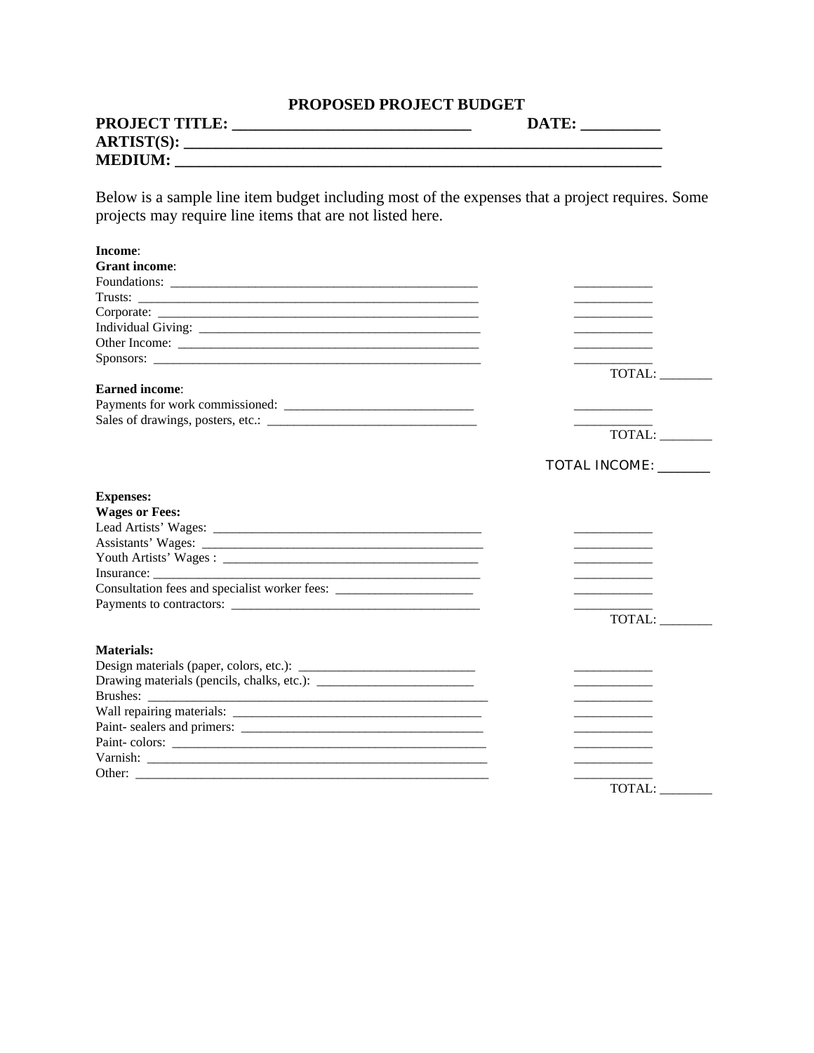# PROPOSED PROJECT BUDGET

**PROJECT TITLE: ______________________________ DATE: __________**
**ARTIST(S): ______________________________________________________________**
**MEDIUM: ______________________________________________________________**

Below is a sample line item budget including most of the expenses that a project requires. Some projects may require line items that are not listed here.

**Income**:
**Grant income**:
Foundations: ________________________________________________ ___________
Trusts: ____________________________________________________ ___________
Corporate: __________________________________________________ ___________
Individual Giving: ____________________________________________ ___________
Other Income: _______________________________________________ ___________
Sponsors: ___________________________________________________ ___________
TOTAL: ________

**Earned income**:
Payments for work commissioned: _____________________________ ___________
Sales of drawings, posters, etc.: ________________________________ ___________
TOTAL: ________

TOTAL INCOME: _______

**Expenses:**
**Wages or Fees:**
Lead Artists' Wages: __________________________________________ ___________
Assistants' Wages: ____________________________________________ ___________
Youth Artists' Wages : _________________________________________ ___________
Insurance: __________________________________________________ ___________
Consultation fees and specialist worker fees: ____________________ ___________
Payments to contractors: _____________________________________ ___________
TOTAL: ________

**Materials:**
Design materials (paper, colors, etc.): ___________________________ ___________
Drawing materials (pencils, chalks, etc.): ________________________ ___________
Brushes: ____________________________________________________ ___________
Wall repairing materials: ______________________________________ ___________
Paint- sealers and primers: ____________________________________ ___________
Paint- colors: ________________________________________________ ___________
Varnish: _____________________________________________________ ___________
Other: ______________________________________________________ ___________
TOTAL: ________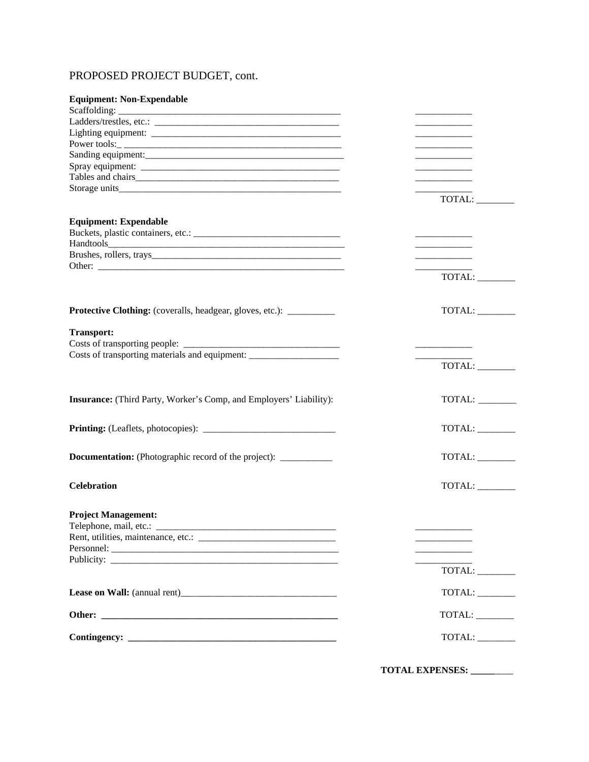PROPOSED PROJECT BUDGET, cont.

**Equipment: Non-Expendable**

Scaffolding: ______________________________________________ ____________

Ladders/trestles, etc.: ______________________________________ ____________

Lighting equipment: ________________________________________ ____________

Power tools:_ ______________________________________________ ____________

Sanding equipment:__________________________________________ ____________

Spray equipment: ___________________________________________ ____________

Tables and chairs___________________________________________ ____________

Storage units_______________________________________________ ____________

TOTAL: ________

**Equipment: Expendable**

Buckets, plastic containers, etc.: _______________________________ ____________

Handtools__________________________________________________ ____________

Brushes, rollers, trays_______________________________________ ____________

Other: ____________________________________________________ ____________

TOTAL: ________

**Protective Clothing:** (coveralls, headgear, gloves, etc.): __________ TOTAL: ________

**Transport:**

Costs of transporting people: _________________________________ ____________

Costs of transporting materials and equipment: ___________________ ____________

TOTAL: ________

**Insurance:** (Third Party, Worker's Comp, and Employers' Liability): TOTAL: ________

**Printing:** (Leaflets, photocopies): ____________________________ TOTAL: ________

**Documentation:** (Photographic record of the project): ___________ TOTAL: ________

**Celebration** TOTAL: ________

**Project Management:**

Telephone, mail, etc.: ______________________________________ ____________

Rent, utilities, maintenance, etc.: ____________________________ ____________

Personnel: _________________________________________________ ____________

Publicity: _________________________________________________ ____________

TOTAL: ________

**Lease on Wall:** (annual rent)_________________________________ TOTAL: ________

**Other:** ____________________________________________________ TOTAL: ________

**Contingency:** ______________________________________________ TOTAL: ________

**TOTAL EXPENSES:** ________